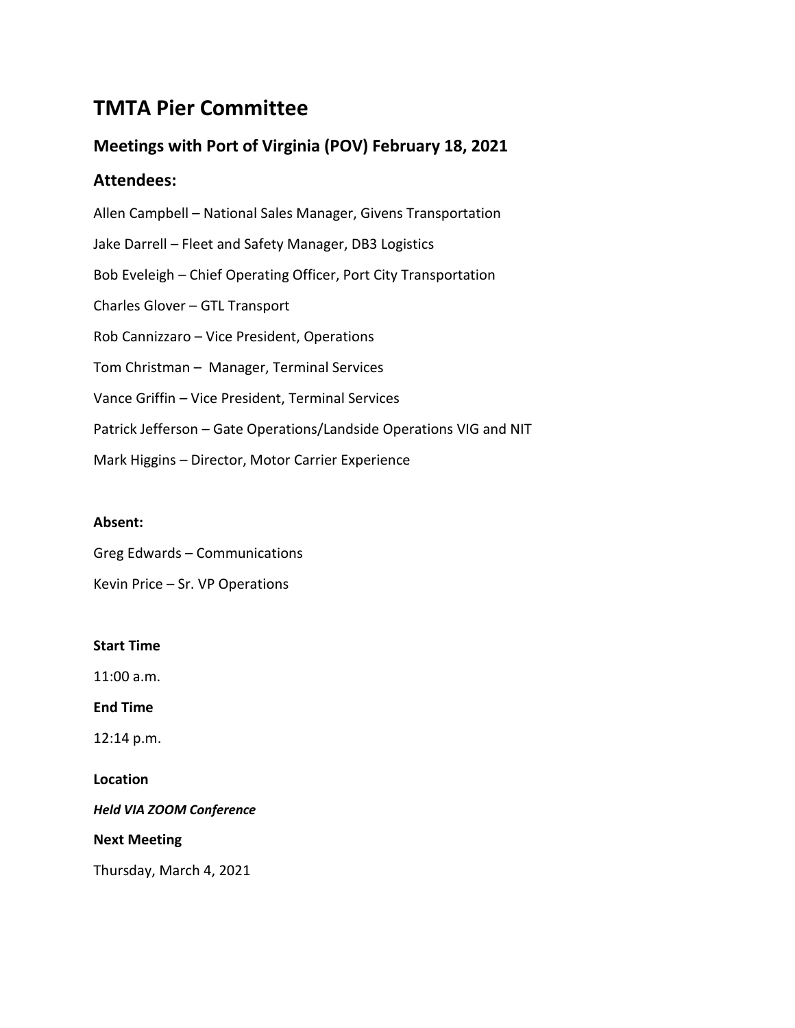# TMTA Pier Committee

## Meetings with Port of Virginia (POV) February 18, 2021

## Attendees:

Allen Campbell – National Sales Manager, Givens Transportation

Jake Darrell – Fleet and Safety Manager, DB3 Logistics

Bob Eveleigh – Chief Operating Officer, Port City Transportation

Charles Glover – GTL Transport

Rob Cannizzaro – Vice President, Operations

Tom Christman – Manager, Terminal Services

Vance Griffin – Vice President, Terminal Services

Patrick Jefferson – Gate Operations/Landside Operations VIG and NIT

Mark Higgins – Director, Motor Carrier Experience

**Absent:**

Greg Edwards – Communications

Kevin Price – Sr. VP Operations

**Start Time**

11:00 a.m.

**End Time**

12:14 p.m.

**Location**

***Held VIA ZOOM Conference***

**Next Meeting**

Thursday, March 4, 2021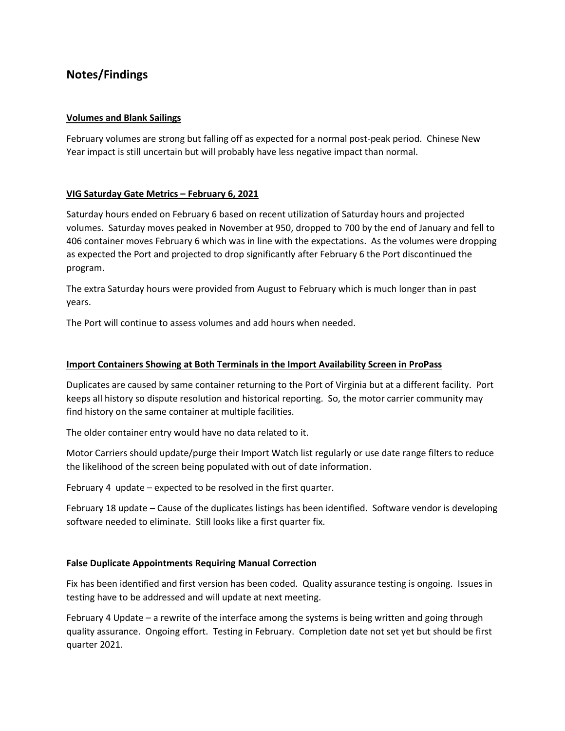## Notes/Findings

### Volumes and Blank Sailings

February volumes are strong but falling off as expected for a normal post-peak period. Chinese New Year impact is still uncertain but will probably have less negative impact than normal.

### VIG Saturday Gate Metrics – February 6, 2021

Saturday hours ended on February 6 based on recent utilization of Saturday hours and projected volumes. Saturday moves peaked in November at 950, dropped to 700 by the end of January and fell to 406 container moves February 6 which was in line with the expectations. As the volumes were dropping as expected the Port and projected to drop significantly after February 6 the Port discontinued the program.

The extra Saturday hours were provided from August to February which is much longer than in past years.

The Port will continue to assess volumes and add hours when needed.

### Import Containers Showing at Both Terminals in the Import Availability Screen in ProPass

Duplicates are caused by same container returning to the Port of Virginia but at a different facility. Port keeps all history so dispute resolution and historical reporting. So, the motor carrier community may find history on the same container at multiple facilities.

The older container entry would have no data related to it.

Motor Carriers should update/purge their Import Watch list regularly or use date range filters to reduce the likelihood of the screen being populated with out of date information.

February 4 update – expected to be resolved in the first quarter.

February 18 update – Cause of the duplicates listings has been identified. Software vendor is developing software needed to eliminate. Still looks like a first quarter fix.

### False Duplicate Appointments Requiring Manual Correction

Fix has been identified and first version has been coded. Quality assurance testing is ongoing. Issues in testing have to be addressed and will update at next meeting.

February 4 Update – a rewrite of the interface among the systems is being written and going through quality assurance. Ongoing effort. Testing in February. Completion date not set yet but should be first quarter 2021.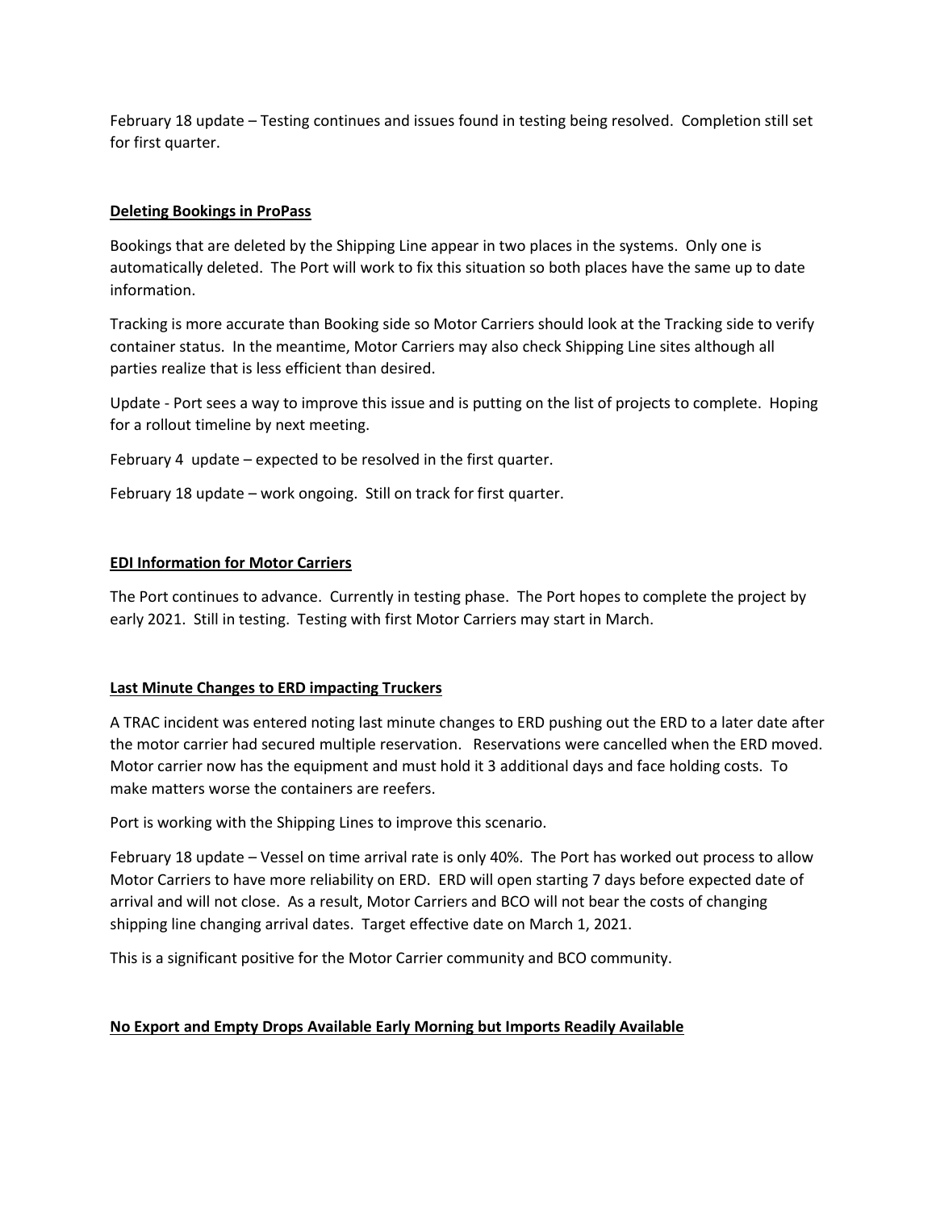February 18 update – Testing continues and issues found in testing being resolved. Completion still set for first quarter.

### Deleting Bookings in ProPass

Bookings that are deleted by the Shipping Line appear in two places in the systems. Only one is automatically deleted. The Port will work to fix this situation so both places have the same up to date information.

Tracking is more accurate than Booking side so Motor Carriers should look at the Tracking side to verify container status. In the meantime, Motor Carriers may also check Shipping Line sites although all parties realize that is less efficient than desired.

Update - Port sees a way to improve this issue and is putting on the list of projects to complete. Hoping for a rollout timeline by next meeting.

February 4 update – expected to be resolved in the first quarter.

February 18 update – work ongoing. Still on track for first quarter.

### EDI Information for Motor Carriers

The Port continues to advance. Currently in testing phase. The Port hopes to complete the project by early 2021. Still in testing. Testing with first Motor Carriers may start in March.

### Last Minute Changes to ERD impacting Truckers

A TRAC incident was entered noting last minute changes to ERD pushing out the ERD to a later date after the motor carrier had secured multiple reservation. Reservations were cancelled when the ERD moved. Motor carrier now has the equipment and must hold it 3 additional days and face holding costs. To make matters worse the containers are reefers.

Port is working with the Shipping Lines to improve this scenario.

February 18 update – Vessel on time arrival rate is only 40%. The Port has worked out process to allow Motor Carriers to have more reliability on ERD. ERD will open starting 7 days before expected date of arrival and will not close. As a result, Motor Carriers and BCO will not bear the costs of changing shipping line changing arrival dates. Target effective date on March 1, 2021.

This is a significant positive for the Motor Carrier community and BCO community.

### No Export and Empty Drops Available Early Morning but Imports Readily Available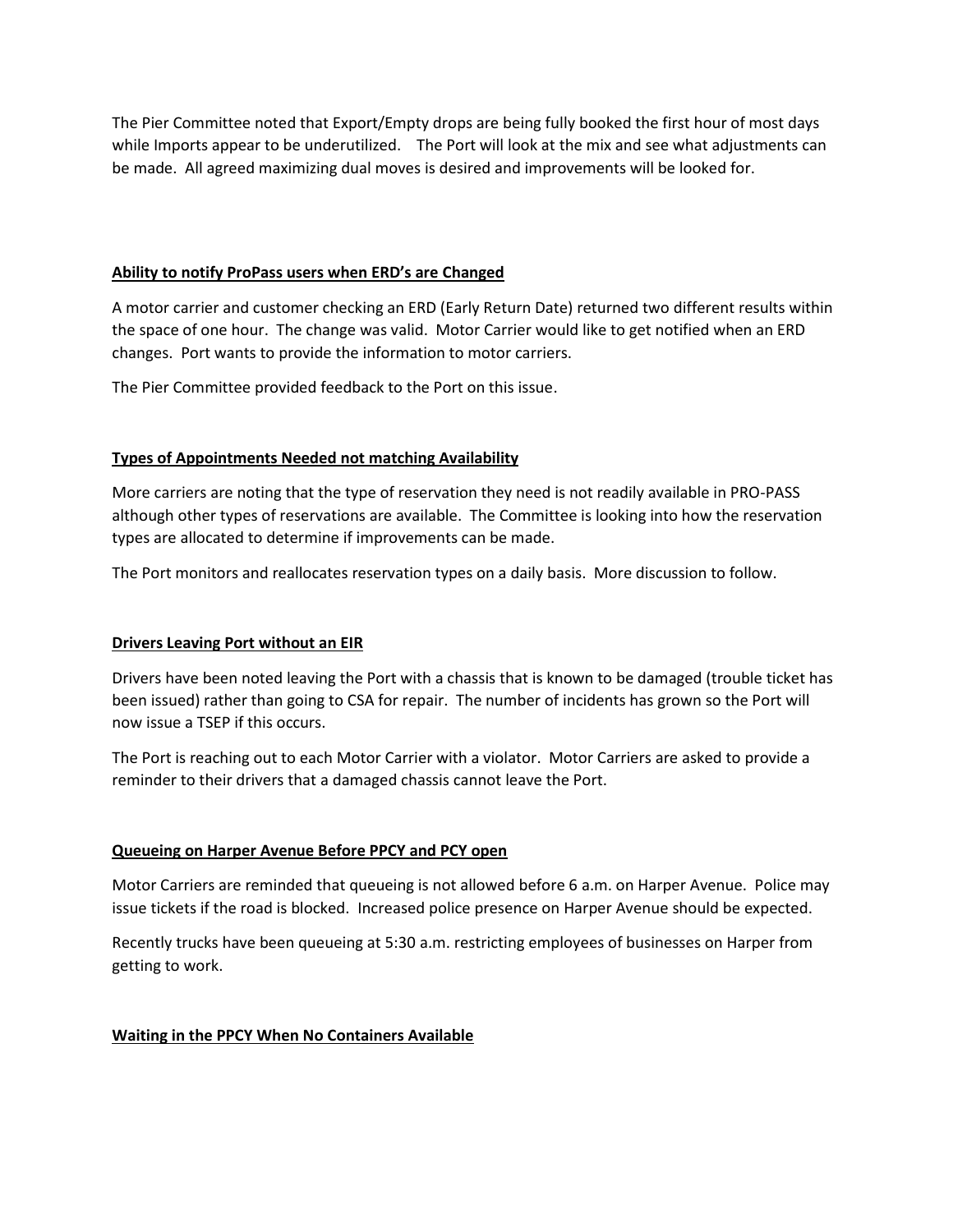The Pier Committee noted that Export/Empty drops are being fully booked the first hour of most days while Imports appear to be underutilized.   The Port will look at the mix and see what adjustments can be made.  All agreed maximizing dual moves is desired and improvements will be looked for.

**Ability to notify ProPass users when ERD's are Changed**

A motor carrier and customer checking an ERD (Early Return Date) returned two different results within the space of one hour.  The change was valid.  Motor Carrier would like to get notified when an ERD changes.  Port wants to provide the information to motor carriers.

The Pier Committee provided feedback to the Port on this issue.

**Types of Appointments Needed not matching Availability**

More carriers are noting that the type of reservation they need is not readily available in PRO-PASS although other types of reservations are available.  The Committee is looking into how the reservation types are allocated to determine if improvements can be made.

The Port monitors and reallocates reservation types on a daily basis.  More discussion to follow.

**Drivers Leaving Port without an EIR**

Drivers have been noted leaving the Port with a chassis that is known to be damaged (trouble ticket has been issued) rather than going to CSA for repair.  The number of incidents has grown so the Port will now issue a TSEP if this occurs.

The Port is reaching out to each Motor Carrier with a violator.  Motor Carriers are asked to provide a reminder to their drivers that a damaged chassis cannot leave the Port.

**Queueing on Harper Avenue Before PPCY and PCY open**

Motor Carriers are reminded that queueing is not allowed before 6 a.m. on Harper Avenue.  Police may issue tickets if the road is blocked.  Increased police presence on Harper Avenue should be expected.

Recently trucks have been queueing at 5:30 a.m. restricting employees of businesses on Harper from getting to work.

**Waiting in the PPCY When No Containers Available**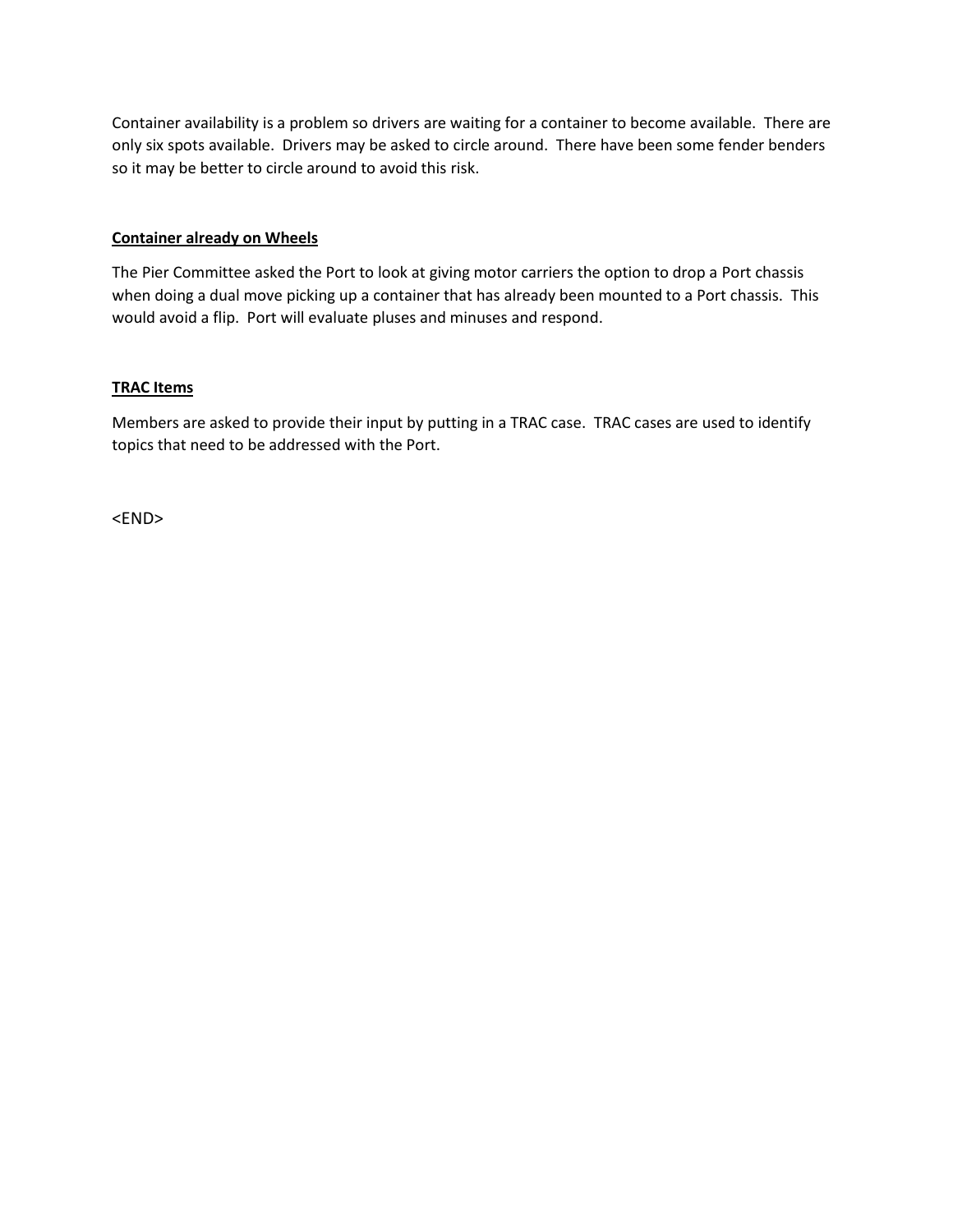Container availability is a problem so drivers are waiting for a container to become available. There are only six spots available. Drivers may be asked to circle around. There have been some fender benders so it may be better to circle around to avoid this risk.

## Container already on Wheels

The Pier Committee asked the Port to look at giving motor carriers the option to drop a Port chassis when doing a dual move picking up a container that has already been mounted to a Port chassis. This would avoid a flip. Port will evaluate pluses and minuses and respond.

## TRAC Items

Members are asked to provide their input by putting in a TRAC case. TRAC cases are used to identify topics that need to be addressed with the Port.

<END>